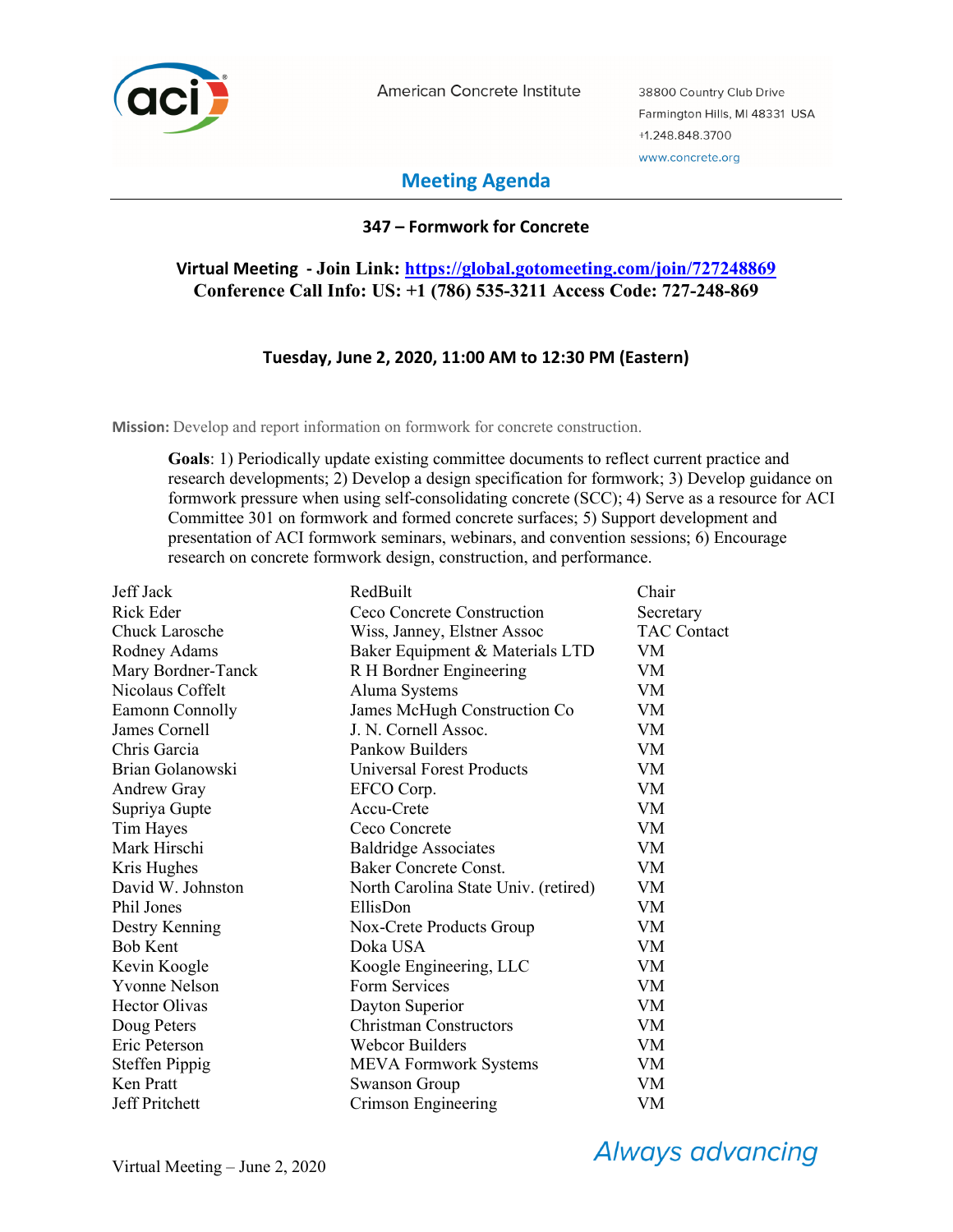American Concrete Institute

38800 Country Club Drive
Farmington Hills, MI 48331 USA
+1.248.848.3700
www.concrete.org

# Meeting Agenda

## 347 – Formwork for Concrete

**Virtual Meeting - Join Link: [https://global.gotomeeting.com/join/727248869](https://global.gotomeeting.com/join/727248869)**
**Conference Call Info: US: +1 (786) 535-3211 Access Code: 727-248-869**

**Tuesday, June 2, 2020, 11:00 AM to 12:30 PM (Eastern)**

**Mission:** Develop and report information on formwork for concrete construction.

**Goals**: 1) Periodically update existing committee documents to reflect current practice and research developments; 2) Develop a design specification for formwork; 3) Develop guidance on formwork pressure when using self-consolidating concrete (SCC); 4) Serve as a resource for ACI Committee 301 on formwork and formed concrete surfaces; 5) Support development and presentation of ACI formwork seminars, webinars, and convention sessions; 6) Encourage research on concrete formwork design, construction, and performance.

| | | |
|---|---|---|
| Jeff Jack | RedBuilt | Chair |
| Rick Eder | Ceco Concrete Construction | Secretary |
| Chuck Larosche | Wiss, Janney, Elstner Assoc | TAC Contact |
| Rodney Adams | Baker Equipment & Materials LTD | VM |
| Mary Bordner-Tanck | R H Bordner Engineering | VM |
| Nicolaus Coffelt | Aluma Systems | VM |
| Eamonn Connolly | James McHugh Construction Co | VM |
| James Cornell | J. N. Cornell Assoc. | VM |
| Chris Garcia | Pankow Builders | VM |
| Brian Golanowski | Universal Forest Products | VM |
| Andrew Gray | EFCO Corp. | VM |
| Supriya Gupte | Accu-Crete | VM |
| Tim Hayes | Ceco Concrete | VM |
| Mark Hirschi | Baldridge Associates | VM |
| Kris Hughes | Baker Concrete Const. | VM |
| David W. Johnston | North Carolina State Univ. (retired) | VM |
| Phil Jones | EllisDon | VM |
| Destry Kenning | Nox-Crete Products Group | VM |
| Bob Kent | Doka USA | VM |
| Kevin Koogle | Koogle Engineering, LLC | VM |
| Yvonne Nelson | Form Services | VM |
| Hector Olivas | Dayton Superior | VM |
| Doug Peters | Christman Constructors | VM |
| Eric Peterson | Webcor Builders | VM |
| Steffen Pippig | MEVA Formwork Systems | VM |
| Ken Pratt | Swanson Group | VM |
| Jeff Pritchett | Crimson Engineering | VM |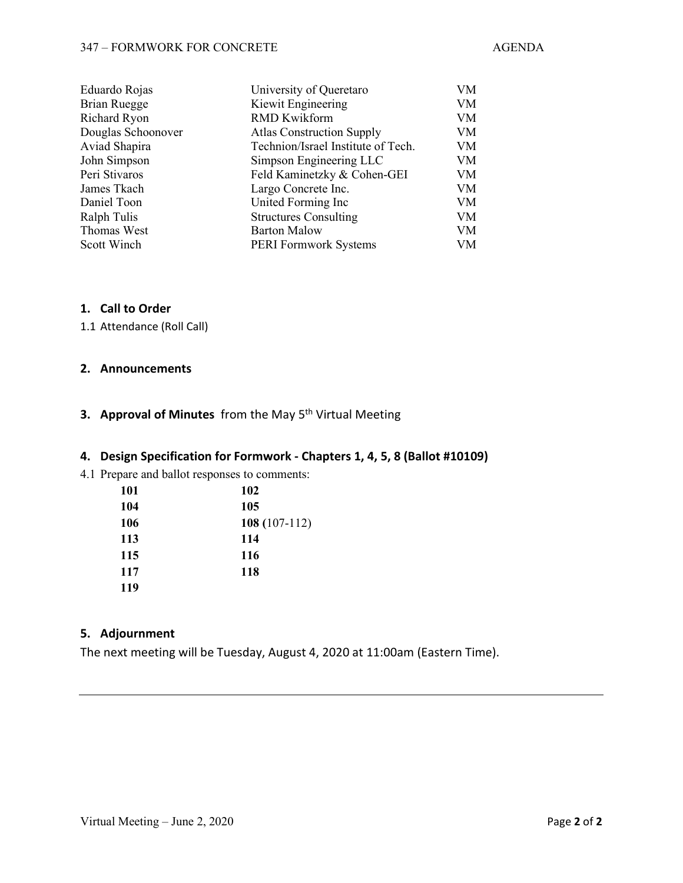| | | |
|---|---|---|
| Eduardo Rojas | University of Queretaro | VM |
| Brian Ruegge | Kiewit Engineering | VM |
| Richard Ryon | RMD Kwikform | VM |
| Douglas Schoonover | Atlas Construction Supply | VM |
| Aviad Shapira | Technion/Israel Institute of Tech. | VM |
| John Simpson | Simpson Engineering LLC | VM |
| Peri Stivaros | Feld Kaminetzky & Cohen-GEI | VM |
| James Tkach | Largo Concrete Inc. | VM |
| Daniel Toon | United Forming Inc | VM |
| Ralph Tulis | Structures Consulting | VM |
| Thomas West | Barton Malow | VM |
| Scott Winch | PERI Formwork Systems | VM |

## 1. Call to Order

1.1 Attendance (Roll Call)

## 2. Announcements

## 3. Approval of Minutes from the May 5th Virtual Meeting

## 4. Design Specification for Formwork - Chapters 1, 4, 5, 8 (Ballot #10109)

4.1 Prepare and ballot responses to comments:

| | |
|---|---|
| **101** | **102** |
| **104** | **105** |
| **106** | **108** (107-112) |
| **113** | **114** |
| **115** | **116** |
| **117** | **118** |
| **119** | |

## 5. Adjournment

The next meeting will be Tuesday, August 4, 2020 at 11:00am (Eastern Time).